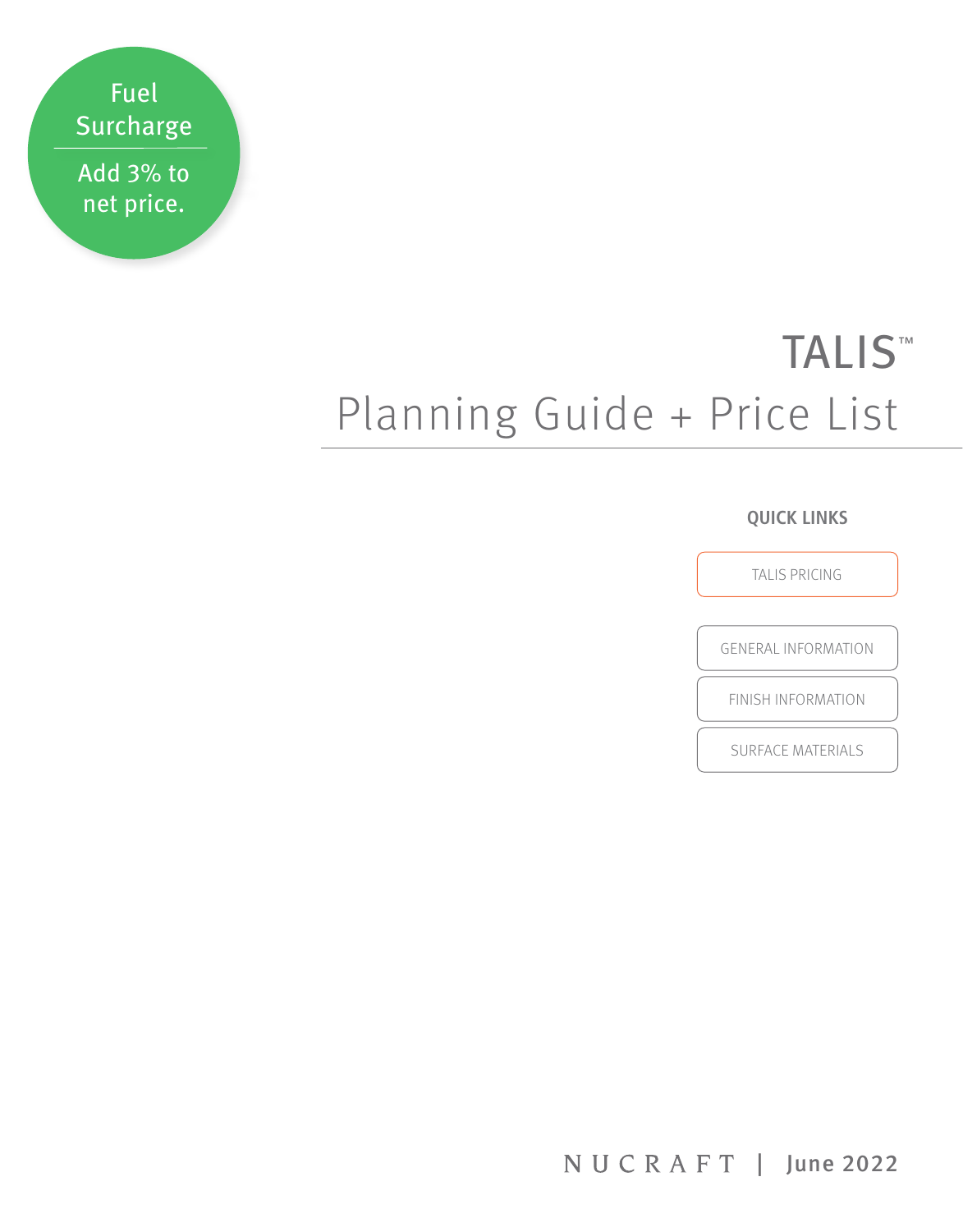**Fuel Surcharge**

Add 3% to net price.

# TALIS™

## Planning Guide + Price List

**QUICK LINKS**

- TALIS PRICING
- GENERAL INFORMATION
- FINISH INFORMATION
- SURFACE MATERIALS

NUCRAFT | **June 2022**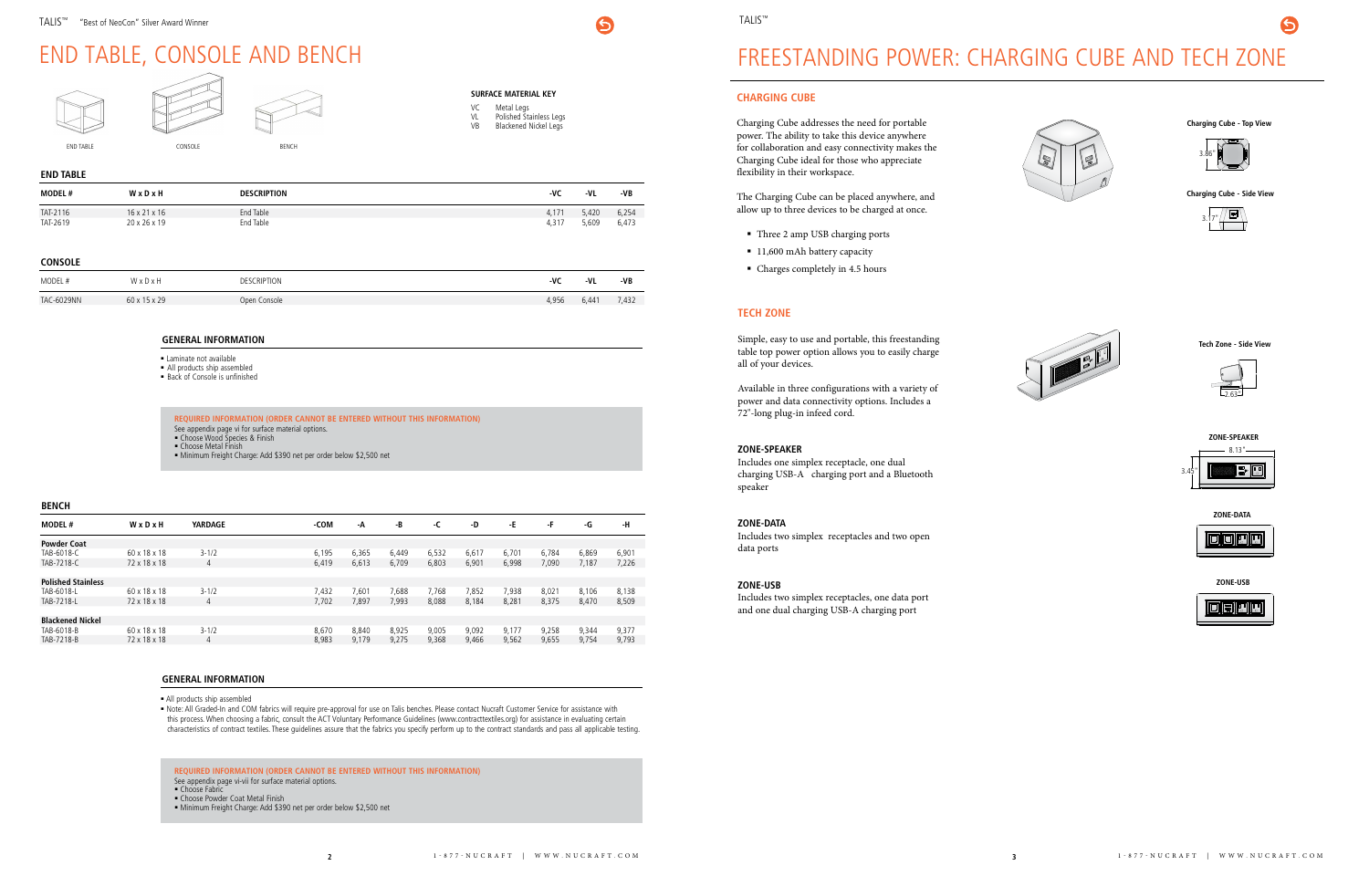# END TABLE, CONSOLE AND BENCH

END TABLE　CONSOLE　BENCH

**SURFACE MATERIAL KEY**

- VC　Metal Legs
- VL　Polished Stainless Legs
- VB　Blackened Nickel Legs

## END TABLE

| MODEL # | W x D x H | DESCRIPTION | -VC | -VL | -VB |
|---|---|---|---|---|---|
| TAT-2116 | 16 x 21 x 16 | End Table | 4,171 | 5,420 | 6,254 |
| TAT-2619 | 20 x 26 x 19 | End Table | 4,317 | 5,609 | 6,473 |

## CONSOLE

| MODEL # | W x D x H | DESCRIPTION | -VC | -VL | -VB |
|---|---|---|---|---|---|
| TAC-6029NN | 60 x 15 x 29 | Open Console | 4,956 | 6,441 | 7,432 |

### GENERAL INFORMATION

- Laminate not available
- All products ship assembled
- Back of Console is unfinished

**REQUIRED INFORMATION (ORDER CANNOT BE ENTERED WITHOUT THIS INFORMATION)**

See appendix page vi for surface material options.

- Choose Wood Species & Finish
- Choose Metal Finish
- Minimum Freight Charge: Add $390 net per order below $2,500 net

## BENCH

| MODEL # | W x D x H | YARDAGE | -COM | -A | -B | -C | -D | -E | -F | -G | -H |
|---|---|---|---|---|---|---|---|---|---|---|---|
| **Powder Coat** | | | | | | | | | | | |
| TAB-6018-C | 60 x 18 x 18 | 3-1/2 | 6,195 | 6,365 | 6,449 | 6,532 | 6,617 | 6,701 | 6,784 | 6,869 | 6,901 |
| TAB-7218-C | 72 x 18 x 18 | 4 | 6,419 | 6,613 | 6,709 | 6,803 | 6,901 | 6,998 | 7,090 | 7,187 | 7,226 |
| **Polished Stainless** | | | | | | | | | | | |
| TAB-6018-L | 60 x 18 x 18 | 3-1/2 | 7,432 | 7,601 | 7,688 | 7,768 | 7,852 | 7,938 | 8,021 | 8,106 | 8,138 |
| TAB-7218-L | 72 x 18 x 18 | 4 | 7,702 | 7,897 | 7,993 | 8,088 | 8,184 | 8,281 | 8,375 | 8,470 | 8,509 |
| **Blackened Nickel** | | | | | | | | | | | |
| TAB-6018-B | 60 x 18 x 18 | 3-1/2 | 8,670 | 8,840 | 8,925 | 9,005 | 9,092 | 9,177 | 9,258 | 9,344 | 9,377 |
| TAB-7218-B | 72 x 18 x 18 | 4 | 8,983 | 9,179 | 9,275 | 9,368 | 9,466 | 9,562 | 9,655 | 9,754 | 9,793 |

### GENERAL INFORMATION

- All products ship assembled
- Note: All Graded-In and COM fabrics will require pre-approval for use on Talis benches. Please contact Nucraft Customer Service for assistance with this process. When choosing a fabric, consult the ACT Voluntary Performance Guidelines (www.contracttextiles.org) for assistance in evaluating certain characteristics of contract textiles. These guidelines assure that the fabrics you specify perform up to the contract standards and pass all applicable testing.

**REQUIRED INFORMATION (ORDER CANNOT BE ENTERED WITHOUT THIS INFORMATION)**

See appendix page vi-vii for surface material options.

- Choose Fabric
- Choose Powder Coat Metal Finish
- Minimum Freight Charge: Add $390 net per order below $2,500 net

# FREESTANDING POWER: CHARGING CUBE AND TECH ZONE

## CHARGING CUBE

Charging Cube addresses the need for portable power. The ability to take this device anywhere for collaboration and easy connectivity makes the Charging Cube ideal for those who appreciate flexibility in their workspace.

The Charging Cube can be placed anywhere, and allow up to three devices to be charged at once.

- Three 2 amp USB charging ports
- 11,600 mAh battery capacity
- Charges completely in 4.5 hours

**Charging Cube - Top View**

3.86"

**Charging Cube - Side View**

3.17"

## TECH ZONE

Simple, easy to use and portable, this freestanding table top power option allows you to easily charge all of your devices.

Available in three configurations with a variety of power and data connectivity options. Includes a 72"-long plug-in infeed cord.

**Tech Zone - Side View**

2.63"

### ZONE-SPEAKER

Includes one simplex receptacle, one dual charging USB-A charging port and a Bluetooth speaker

**ZONE-SPEAKER**

8.13"

3.45"

### ZONE-DATA

Includes two simplex receptacles and two open data ports

**ZONE-DATA**

### ZONE-USB

Includes two simplex receptacles, one data port and one dual charging USB-A charging port

**ZONE-USB**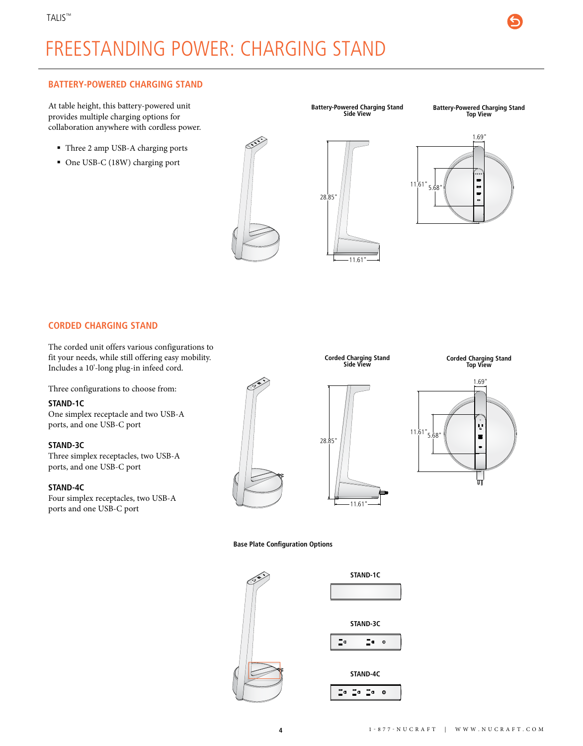# FREESTANDING POWER: CHARGING STAND

## BATTERY-POWERED CHARGING STAND

At table height, this battery-powered unit provides multiple charging options for collaboration anywhere with cordless power.

- Three 2 amp USB-A charging ports
- One USB-C (18W) charging port

**Battery-Powered Charging Stand Side View**

28.85"

11.61"

**Battery-Powered Charging Stand Top View**

1.69"

11.61"

5.68"

## CORDED CHARGING STAND

The corded unit offers various configurations to fit your needs, while still offering easy mobility. Includes a 10'-long plug-in infeed cord.

Three configurations to choose from:

**STAND-1C**
One simplex receptacle and two USB-A ports, and one USB-C port

**STAND-3C**
Three simplex receptacles, two USB-A ports, and one USB-C port

**STAND-4C**
Four simplex receptacles, two USB-A ports and one USB-C port

**Corded Charging Stand Side View**

28.85"

11.61"

**Corded Charging Stand Top View**

1.69"

11.61"

5.68"

**Base Plate Configuration Options**

STAND-1C

STAND-3C

STAND-4C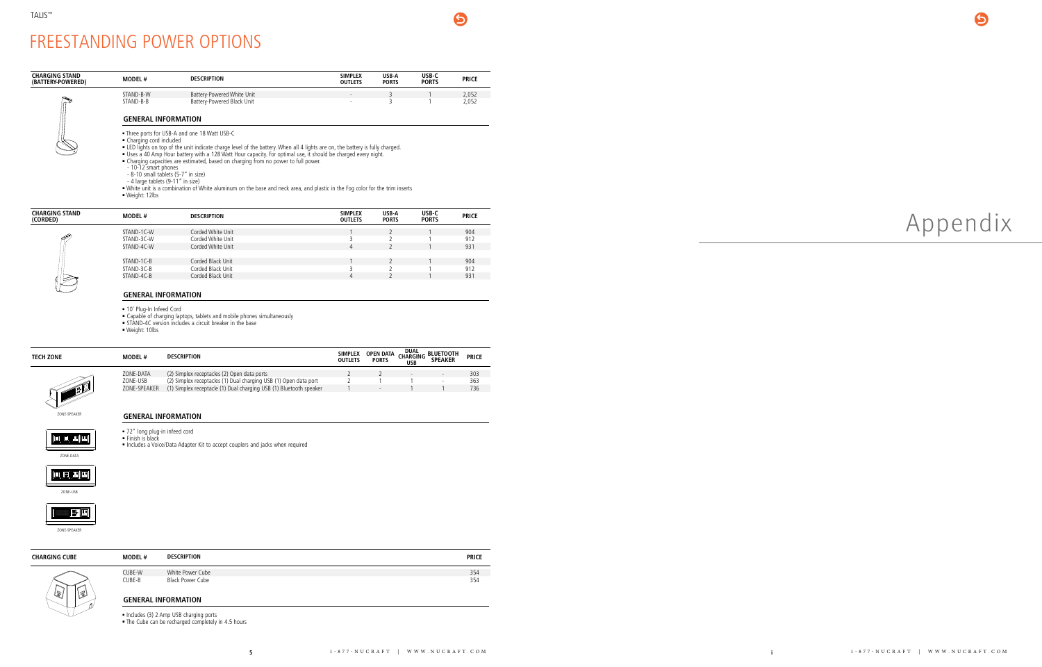# FREESTANDING POWER OPTIONS

| CHARGING STAND (BATTERY-POWERED) | MODEL # | DESCRIPTION | SIMPLEX OUTLETS | USB-A PORTS | USB-C PORTS | PRICE |
|---|---|---|---|---|---|---|
| | STAND-B-W | Battery-Powered White Unit | - | 3 | 1 | 2,052 |
| | STAND-B-B | Battery-Powered Black Unit | - | 3 | 1 | 2,052 |

### GENERAL INFORMATION

- Three ports for USB-A and one 18 Watt USB-C
- Charging cord included
- LED lights on top of the unit indicate charge level of the battery. When all 4 lights are on, the battery is fully charged.
- Uses a 40 Amp Hour battery with a 128 Watt Hour capacity. For optimal use, it should be charged every night.
- Charging capacities are estimated, based on charging from no power to full power.
  - 10-12 smart phones
  - 8-10 small tablets (5-7" in size)
  - 4 large tablets (9-11" in size)
- White unit is a combination of White aluminum on the base and neck area, and plastic in the Fog color for the trim inserts
- Weight: 12lbs

| CHARGING STAND (CORDED) | MODEL # | DESCRIPTION | SIMPLEX OUTLETS | USB-A PORTS | USB-C PORTS | PRICE |
|---|---|---|---|---|---|---|
| | STAND-1C-W | Corded White Unit | 1 | 2 | 1 | 904 |
| | STAND-3C-W | Corded White Unit | 3 | 2 | 1 | 912 |
| | STAND-4C-W | Corded White Unit | 4 | 2 | 1 | 931 |
| | STAND-1C-B | Corded Black Unit | 1 | 2 | 1 | 904 |
| | STAND-3C-B | Corded Black Unit | 3 | 2 | 1 | 912 |
| | STAND-4C-B | Corded Black Unit | 4 | 2 | 1 | 931 |

### GENERAL INFORMATION

- 10' Plug-In Infeed Cord
- Capable of charging laptops, tablets and mobile phones simultaneously
- STAND-4C version includes a circuit breaker in the base
- Weight: 10lbs

| TECH ZONE | MODEL # | DESCRIPTION | SIMPLEX OUTLETS | OPEN DATA PORTS | DUAL CHARGING USB | BLUETOOTH SPEAKER | PRICE |
|---|---|---|---|---|---|---|---|
| | ZONE-DATA | (2) Simplex receptacles (2) Open data ports | 2 | 2 | - | - | 303 |
| | ZONE-USB | (2) Simplex receptacles (1) Dual charging USB (1) Open data port | 2 | 1 | 1 | - | 363 |
| | ZONE-SPEAKER | (1) Simplex receptacle (1) Dual charging USB (1) Bluetooth speaker | 1 | - | 1 | 1 | 736 |

ZONE-SPEAKER

ZONE-DATA

ZONE-USB

ZONE-SPEAKER

### GENERAL INFORMATION

- 72" long plug-in infeed cord
- Finish is black
- Includes a Voice/Data Adapter Kit to accept couplers and jacks when required

| CHARGING CUBE | MODEL # | DESCRIPTION | PRICE |
|---|---|---|---|
| | CUBE-W | White Power Cube | 354 |
| | CUBE-B | Black Power Cube | 354 |

### GENERAL INFORMATION

- Includes (3) 2 Amp USB charging ports
- The Cube can be recharged completely in 4.5 hours

# Appendix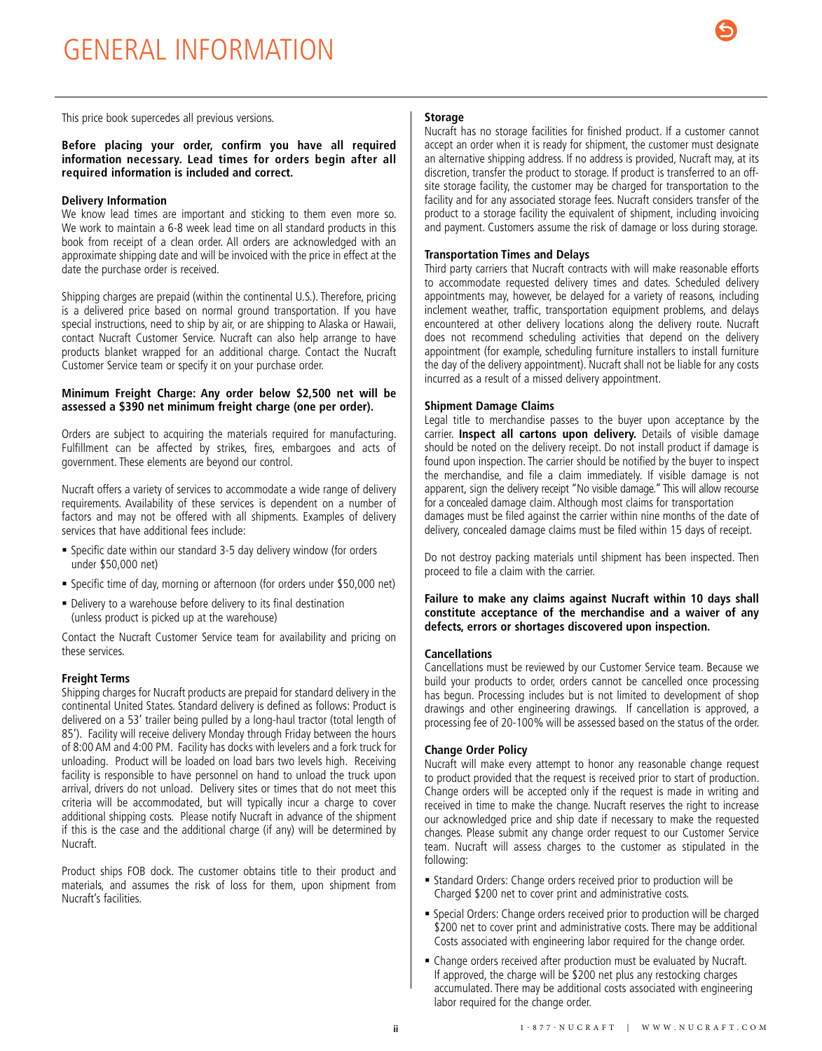# GENERAL INFORMATION

This price book supercedes all previous versions.

**Before placing your order, confirm you have all required information necessary. Lead times for orders begin after all required information is included and correct.**

### Delivery Information

We know lead times are important and sticking to them even more so. We work to maintain a 6-8 week lead time on all standard products in this book from receipt of a clean order. All orders are acknowledged with an approximate shipping date and will be invoiced with the price in effect at the date the purchase order is received.

Shipping charges are prepaid (within the continental U.S.). Therefore, pricing is a delivered price based on normal ground transportation. If you have special instructions, need to ship by air, or are shipping to Alaska or Hawaii, contact Nucraft Customer Service. Nucraft can also help arrange to have products blanket wrapped for an additional charge. Contact the Nucraft Customer Service team or specify it on your purchase order.

**Minimum Freight Charge: Any order below $2,500 net will be assessed a $390 net minimum freight charge (one per order).**

Orders are subject to acquiring the materials required for manufacturing. Fulfillment can be affected by strikes, fires, embargoes and acts of government. These elements are beyond our control.

Nucraft offers a variety of services to accommodate a wide range of delivery requirements. Availability of these services is dependent on a number of factors and may not be offered with all shipments. Examples of delivery services that have additional fees include:

- Specific date within our standard 3-5 day delivery window (for orders under $50,000 net)
- Specific time of day, morning or afternoon (for orders under $50,000 net)
- Delivery to a warehouse before delivery to its final destination (unless product is picked up at the warehouse)

Contact the Nucraft Customer Service team for availability and pricing on these services.

### Freight Terms

Shipping charges for Nucraft products are prepaid for standard delivery in the continental United States. Standard delivery is defined as follows: Product is delivered on a 53' trailer being pulled by a long-haul tractor (total length of 85'). Facility will receive delivery Monday through Friday between the hours of 8:00 AM and 4:00 PM. Facility has docks with levelers and a fork truck for unloading. Product will be loaded on load bars two levels high. Receiving facility is responsible to have personnel on hand to unload the truck upon arrival, drivers do not unload. Delivery sites or times that do not meet this criteria will be accommodated, but will typically incur a charge to cover additional shipping costs. Please notify Nucraft in advance of the shipment if this is the case and the additional charge (if any) will be determined by Nucraft.

Product ships FOB dock. The customer obtains title to their product and materials, and assumes the risk of loss for them, upon shipment from Nucraft's facilities.

### Storage

Nucraft has no storage facilities for finished product. If a customer cannot accept an order when it is ready for shipment, the customer must designate an alternative shipping address. If no address is provided, Nucraft may, at its discretion, transfer the product to storage. If product is transferred to an off-site storage facility, the customer may be charged for transportation to the facility and for any associated storage fees. Nucraft considers transfer of the product to a storage facility the equivalent of shipment, including invoicing and payment. Customers assume the risk of damage or loss during storage.

### Transportation Times and Delays

Third party carriers that Nucraft contracts with will make reasonable efforts to accommodate requested delivery times and dates. Scheduled delivery appointments may, however, be delayed for a variety of reasons, including inclement weather, traffic, transportation equipment problems, and delays encountered at other delivery locations along the delivery route. Nucraft does not recommend scheduling activities that depend on the delivery appointment (for example, scheduling furniture installers to install furniture the day of the delivery appointment). Nucraft shall not be liable for any costs incurred as a result of a missed delivery appointment.

### Shipment Damage Claims

Legal title to merchandise passes to the buyer upon acceptance by the carrier. **Inspect all cartons upon delivery.** Details of visible damage should be noted on the delivery receipt. Do not install product if damage is found upon inspection. The carrier should be notified by the buyer to inspect the merchandise, and file a claim immediately. If visible damage is not apparent, sign the delivery receipt "No visible damage." This will allow recourse for a concealed damage claim. Although most claims for transportation damages must be filed against the carrier within nine months of the date of delivery, concealed damage claims must be filed within 15 days of receipt.

Do not destroy packing materials until shipment has been inspected. Then proceed to file a claim with the carrier.

**Failure to make any claims against Nucraft within 10 days shall constitute acceptance of the merchandise and a waiver of any defects, errors or shortages discovered upon inspection.**

### Cancellations

Cancellations must be reviewed by our Customer Service team. Because we build your products to order, orders cannot be cancelled once processing has begun. Processing includes but is not limited to development of shop drawings and other engineering drawings. If cancellation is approved, a processing fee of 20-100% will be assessed based on the status of the order.

### Change Order Policy

Nucraft will make every attempt to honor any reasonable change request to product provided that the request is received prior to start of production. Change orders will be accepted only if the request is made in writing and received in time to make the change. Nucraft reserves the right to increase our acknowledged price and ship date if necessary to make the requested changes. Please submit any change order request to our Customer Service team. Nucraft will assess charges to the customer as stipulated in the following:

- Standard Orders: Change orders received prior to production will be Charged $200 net to cover print and administrative costs.
- Special Orders: Change orders received prior to production will be charged $200 net to cover print and administrative costs. There may be additional Costs associated with engineering labor required for the change order.
- Change orders received after production must be evaluated by Nucraft. If approved, the charge will be $200 net plus any restocking charges accumulated. There may be additional costs associated with engineering labor required for the change order.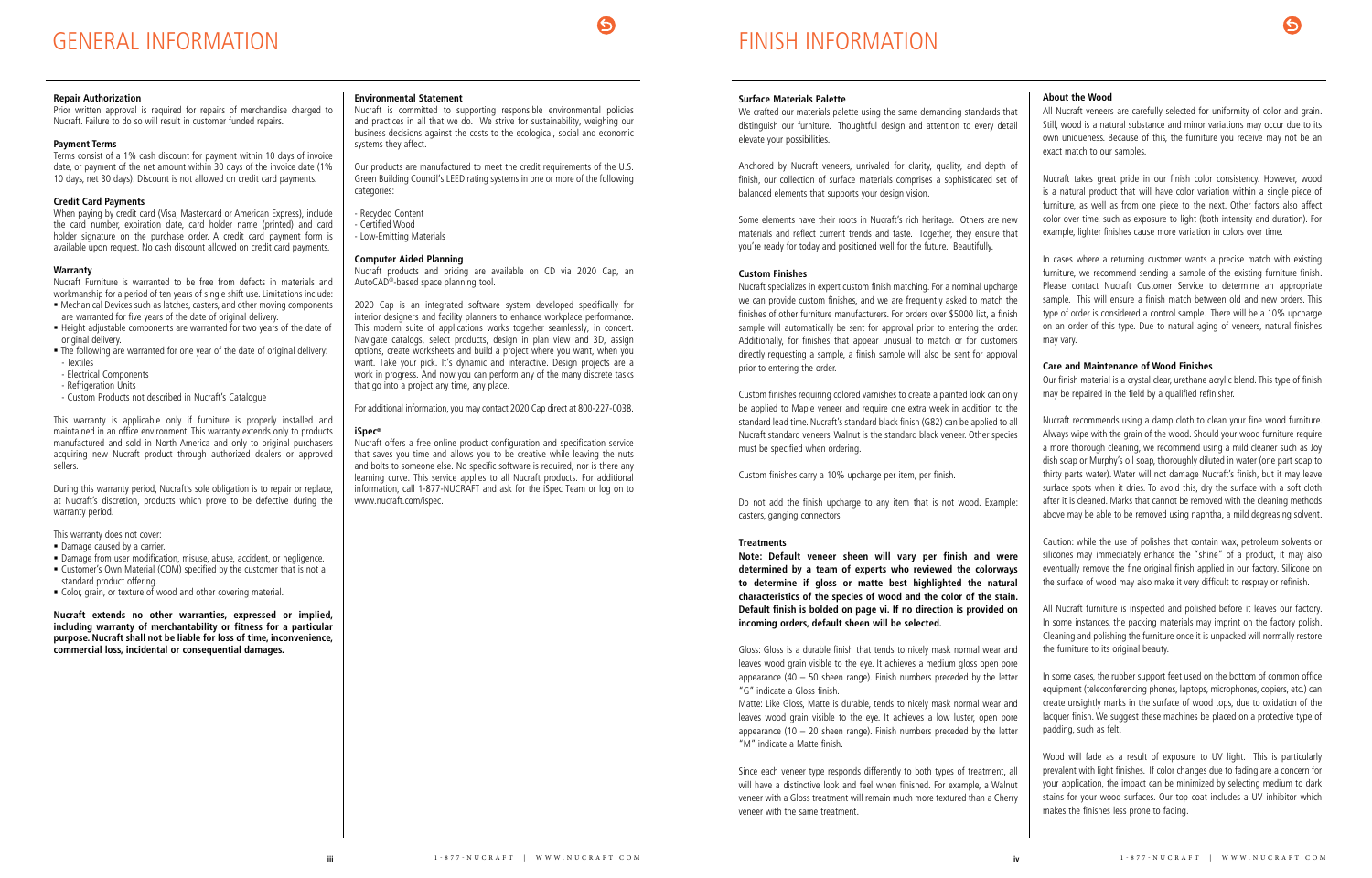# GENERAL INFORMATION

### Repair Authorization

Prior written approval is required for repairs of merchandise charged to Nucraft. Failure to do so will result in customer funded repairs.

### Payment Terms

Terms consist of a 1% cash discount for payment within 10 days of invoice date, or payment of the net amount within 30 days of the invoice date (1% 10 days, net 30 days). Discount is not allowed on credit card payments.

### Credit Card Payments

When paying by credit card (Visa, Mastercard or American Express), include the card number, expiration date, card holder name (printed) and card holder signature on the purchase order. A credit card payment form is available upon request. No cash discount allowed on credit card payments.

### Warranty

Nucraft Furniture is warranted to be free from defects in materials and workmanship for a period of ten years of single shift use. Limitations include:

- Mechanical Devices such as latches, casters, and other moving components are warranted for five years of the date of original delivery.
- Height adjustable components are warranted for two years of the date of original delivery.
- The following are warranted for one year of the date of original delivery:
  - Textiles
  - Electrical Components
  - Refrigeration Units
  - Custom Products not described in Nucraft's Catalogue

This warranty is applicable only if furniture is properly installed and maintained in an office environment. This warranty extends only to products manufactured and sold in North America and only to original purchasers acquiring new Nucraft product through authorized dealers or approved sellers.

During this warranty period, Nucraft's sole obligation is to repair or replace, at Nucraft's discretion, products which prove to be defective during the warranty period.

This warranty does not cover:

- Damage caused by a carrier.
- Damage from user modification, misuse, abuse, accident, or negligence.
- Customer's Own Material (COM) specified by the customer that is not a standard product offering.
- Color, grain, or texture of wood and other covering material.

**Nucraft extends no other warranties, expressed or implied, including warranty of merchantability or fitness for a particular purpose. Nucraft shall not be liable for loss of time, inconvenience, commercial loss, incidental or consequential damages.**

### Environmental Statement

Nucraft is committed to supporting responsible environmental policies and practices in all that we do. We strive for sustainability, weighing our business decisions against the costs to the ecological, social and economic systems they affect.

Our products are manufactured to meet the credit requirements of the U.S. Green Building Council's LEED rating systems in one or more of the following categories:

- Recycled Content
- Certified Wood
- Low-Emitting Materials

### Computer Aided Planning

Nucraft products and pricing are available on CD via 2020 Cap, an AutoCAD®-based space planning tool.

2020 Cap is an integrated software system developed specifically for interior designers and facility planners to enhance workplace performance. This modern suite of applications works together seamlessly, in concert. Navigate catalogs, select products, design in plan view and 3D, assign options, create worksheets and build a project where you want, when you want. Take your pick. It's dynamic and interactive. Design projects are a work in progress. And now you can perform any of the many discrete tasks that go into a project any time, any place.

For additional information, you may contact 2020 Cap direct at 800-227-0038.

### iSpec®

Nucraft offers a free online product configuration and specification service that saves you time and allows you to be creative while leaving the nuts and bolts to someone else. No specific software is required, nor is there any learning curve. This service applies to all Nucraft products. For additional information, call 1-877-NUCRAFT and ask for the iSpec Team or log on to www.nucraft.com/ispec.

# FINISH INFORMATION

### Surface Materials Palette

We crafted our materials palette using the same demanding standards that distinguish our furniture. Thoughtful design and attention to every detail elevate your possibilities.

Anchored by Nucraft veneers, unrivaled for clarity, quality, and depth of finish, our collection of surface materials comprises a sophisticated set of balanced elements that supports your design vision.

Some elements have their roots in Nucraft's rich heritage. Others are new materials and reflect current trends and taste. Together, they ensure that you're ready for today and positioned well for the future. Beautifully.

### Custom Finishes

Nucraft specializes in expert custom finish matching. For a nominal upcharge we can provide custom finishes, and we are frequently asked to match the finishes of other furniture manufacturers. For orders over $5000 list, a finish sample will automatically be sent for approval prior to entering the order. Additionally, for finishes that appear unusual to match or for customers directly requesting a sample, a finish sample will also be sent for approval prior to entering the order.

Custom finishes requiring colored varnishes to create a painted look can only be applied to Maple veneer and require one extra week in addition to the standard lead time. Nucraft's standard black finish (G82) can be applied to all Nucraft standard veneers. Walnut is the standard black veneer. Other species must be specified when ordering.

Custom finishes carry a 10% upcharge per item, per finish.

Do not add the finish upcharge to any item that is not wood. Example: casters, ganging connectors.

### Treatments

**Note: Default veneer sheen will vary per finish and were determined by a team of experts who reviewed the colorways to determine if gloss or matte best highlighted the natural characteristics of the species of wood and the color of the stain. Default finish is bolded on page vi. If no direction is provided on incoming orders, default sheen will be selected.**

Gloss: Gloss is a durable finish that tends to nicely mask normal wear and leaves wood grain visible to the eye. It achieves a medium gloss open pore appearance (40 – 50 sheen range). Finish numbers preceded by the letter "G" indicate a Gloss finish.

Matte: Like Gloss, Matte is durable, tends to nicely mask normal wear and leaves wood grain visible to the eye. It achieves a low luster, open pore appearance (10 – 20 sheen range). Finish numbers preceded by the letter "M" indicate a Matte finish.

Since each veneer type responds differently to both types of treatment, all will have a distinctive look and feel when finished. For example, a Walnut veneer with a Gloss treatment will remain much more textured than a Cherry veneer with the same treatment.

### About the Wood

All Nucraft veneers are carefully selected for uniformity of color and grain. Still, wood is a natural substance and minor variations may occur due to its own uniqueness. Because of this, the furniture you receive may not be an exact match to our samples.

Nucraft takes great pride in our finish color consistency. However, wood is a natural product that will have color variation within a single piece of furniture, as well as from one piece to the next. Other factors also affect color over time, such as exposure to light (both intensity and duration). For example, lighter finishes cause more variation in colors over time.

In cases where a returning customer wants a precise match with existing furniture, we recommend sending a sample of the existing furniture finish. Please contact Nucraft Customer Service to determine an appropriate sample. This will ensure a finish match between old and new orders. This type of order is considered a control sample. There will be a 10% upcharge on an order of this type. Due to natural aging of veneers, natural finishes may vary.

### Care and Maintenance of Wood Finishes

Our finish material is a crystal clear, urethane acrylic blend. This type of finish may be repaired in the field by a qualified refinisher.

Nucraft recommends using a damp cloth to clean your fine wood furniture. Always wipe with the grain of the wood. Should your wood furniture require a more thorough cleaning, we recommend using a mild cleaner such as Joy dish soap or Murphy's oil soap, thoroughly diluted in water (one part soap to thirty parts water). Water will not damage Nucraft's finish, but it may leave surface spots when it dries. To avoid this, dry the surface with a soft cloth after it is cleaned. Marks that cannot be removed with the cleaning methods above may be able to be removed using naphtha, a mild degreasing solvent.

Caution: while the use of polishes that contain wax, petroleum solvents or silicones may immediately enhance the "shine" of a product, it may also eventually remove the fine original finish applied in our factory. Silicone on the surface of wood may also make it very difficult to respray or refinish.

All Nucraft furniture is inspected and polished before it leaves our factory. In some instances, the packing materials may imprint on the factory polish. Cleaning and polishing the furniture once it is unpacked will normally restore the furniture to its original beauty.

In some cases, the rubber support feet used on the bottom of common office equipment (teleconferencing phones, laptops, microphones, copiers, etc.) can create unsightly marks in the surface of wood tops, due to oxidation of the lacquer finish. We suggest these machines be placed on a protective type of padding, such as felt.

Wood will fade as a result of exposure to UV light. This is particularly prevalent with light finishes. If color changes due to fading are a concern for your application, the impact can be minimized by selecting medium to dark stains for your wood surfaces. Our top coat includes a UV inhibitor which makes the finishes less prone to fading.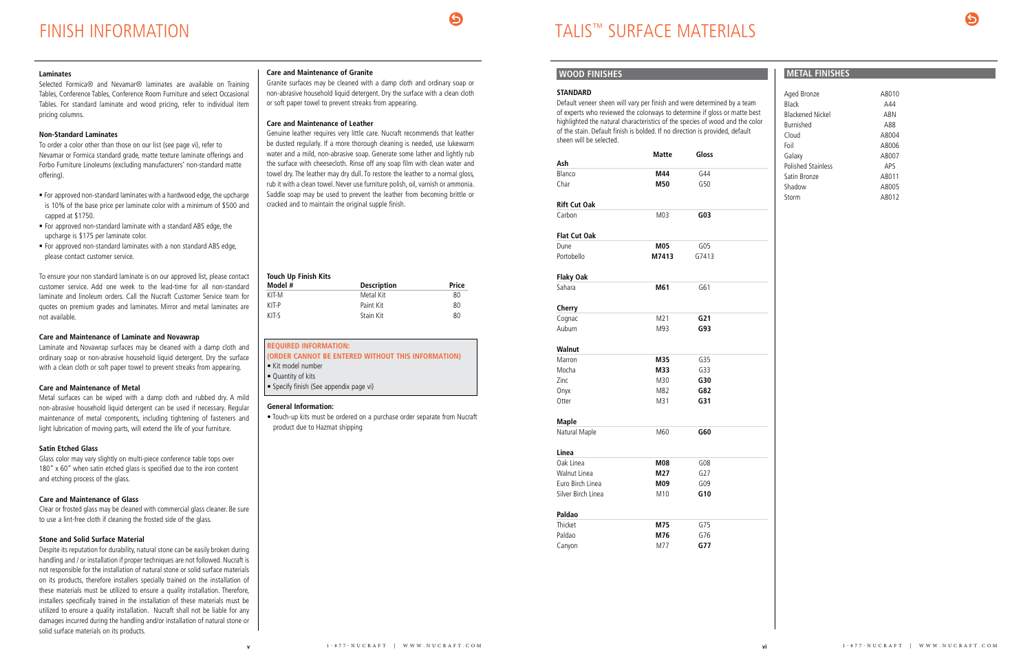# FINISH INFORMATION

**Laminates**

Selected Formica® and Nevamar® laminates are available on Training Tables, Conference Tables, Conference Room Furniture and select Occasional Tables. For standard laminate and wood pricing, refer to individual item pricing columns.

**Non-Standard Laminates**

To order a color other than those on our list (see page vi), refer to Nevamar or Formica standard grade, matte texture laminate offerings and Forbo Furniture Linoleums (excluding manufacturers' non-standard matte offering).

- For approved non-standard laminates with a hardwood edge, the upcharge is 10% of the base price per laminate color with a minimum of $500 and capped at $1750.
- For approved non-standard laminate with a standard ABS edge, the upcharge is $175 per laminate color.
- For approved non-standard laminates with a non standard ABS edge, please contact customer service.

To ensure your non standard laminate is on our approved list, please contact customer service. Add one week to the lead-time for all non-standard laminate and linoleum orders. Call the Nucraft Customer Service team for quotes on premium grades and laminates. Mirror and metal laminates are not available.

**Care and Maintenance of Laminate and Novawrap**

Laminate and Novawrap surfaces may be cleaned with a damp cloth and ordinary soap or non-abrasive household liquid detergent. Dry the surface with a clean cloth or soft paper towel to prevent streaks from appearing.

**Care and Maintenance of Metal**

Metal surfaces can be wiped with a damp cloth and rubbed dry. A mild non-abrasive household liquid detergent can be used if necessary. Regular maintenance of metal components, including tightening of fasteners and light lubrication of moving parts, will extend the life of your furniture.

**Satin Etched Glass**

Glass color may vary slightly on multi-piece conference table tops over 180" x 60" when satin etched glass is specified due to the iron content and etching process of the glass.

**Care and Maintenance of Glass**

Clear or frosted glass may be cleaned with commercial glass cleaner. Be sure to use a lint-free cloth if cleaning the frosted side of the glass.

**Stone and Solid Surface Material**

Despite its reputation for durability, natural stone can be easily broken during handling and / or installation if proper techniques are not followed. Nucraft is not responsible for the installation of natural stone or solid surface materials on its products, therefore installers specially trained on the installation of these materials must be utilized to ensure a quality installation. Therefore, installers specifically trained in the installation of these materials must be utilized to ensure a quality installation. Nucraft shall not be liable for any damages incurred during the handling and/or installation of natural stone or solid surface materials on its products.

**Care and Maintenance of Granite**

Granite surfaces may be cleaned with a damp cloth and ordinary soap or non-abrasive household liquid detergent. Dry the surface with a clean cloth or soft paper towel to prevent streaks from appearing.

**Care and Maintenance of Leather**

Genuine leather requires very little care. Nucraft recommends that leather be dusted regularly. If a more thorough cleaning is needed, use lukewarm water and a mild, non-abrasive soap. Generate some lather and lightly rub the surface with cheesecloth. Rinse off any soap film with clean water and towel dry. The leather may dry dull. To restore the leather to a normal gloss, rub it with a clean towel. Never use furniture polish, oil, varnish or ammonia. Saddle soap may be used to prevent the leather from becoming brittle or cracked and to maintain the original supple finish.

**Touch Up Finish Kits**

| Model # | Description | Price |
|---|---|---|
| KIT-M | Metal Kit | 80 |
| KIT-P | Paint Kit | 80 |
| KIT-S | Stain Kit | 80 |

**REQUIRED INFORMATION:**
**(ORDER CANNOT BE ENTERED WITHOUT THIS INFORMATION)**

- Kit model number
- Quantity of kits
- Specify finish (See appendix page vi)

**General Information:**

- Touch-up kits must be ordered on a purchase order separate from Nucraft product due to Hazmat shipping

# TALIS™ SURFACE MATERIALS

## WOOD FINISHES

**STANDARD**

Default veneer sheen will vary per finish and were determined by a team of experts who reviewed the colorways to determine if gloss or matte best highlighted the natural characteristics of the species of wood and the color of the stain. Default finish is bolded. If no direction is provided, default sheen will be selected.

| | Matte | Gloss |
|---|---|---|
| **Ash** | | |
| Blanco | **M44** | G44 |
| Char | **M50** | G50 |
| **Rift Cut Oak** | | |
| Carbon | M03 | **G03** |
| **Flat Cut Oak** | | |
| Dune | **M05** | G05 |
| Portobello | **M7413** | G7413 |
| **Flaky Oak** | | |
| Sahara | **M61** | G61 |
| **Cherry** | | |
| Cognac | M21 | **G21** |
| Auburn | M93 | **G93** |
| **Walnut** | | |
| Marron | **M35** | G35 |
| Mocha | **M33** | G33 |
| Zinc | M30 | **G30** |
| Onyx | M82 | **G82** |
| Otter | M31 | **G31** |
| **Maple** | | |
| Natural Maple | M60 | **G60** |
| **Linea** | | |
| Oak Linea | **M08** | G08 |
| Walnut Linea | **M27** | G27 |
| Euro Birch Linea | **M09** | G09 |
| Silver Birch Linea | M10 | **G10** |
| **Paldao** | | |
| Thicket | **M75** | G75 |
| Paldao | **M76** | G76 |
| Canyon | M77 | **G77** |

## METAL FINISHES

| Finish | Code |
|---|---|
| Aged Bronze | A8010 |
| Black | A44 |
| Blackened Nickel | ABN |
| Burnished | A88 |
| Cloud | A8004 |
| Foil | A8006 |
| Galaxy | A8007 |
| Polished Stainless | APS |
| Satin Bronze | A8011 |
| Shadow | A8005 |
| Storm | A8012 |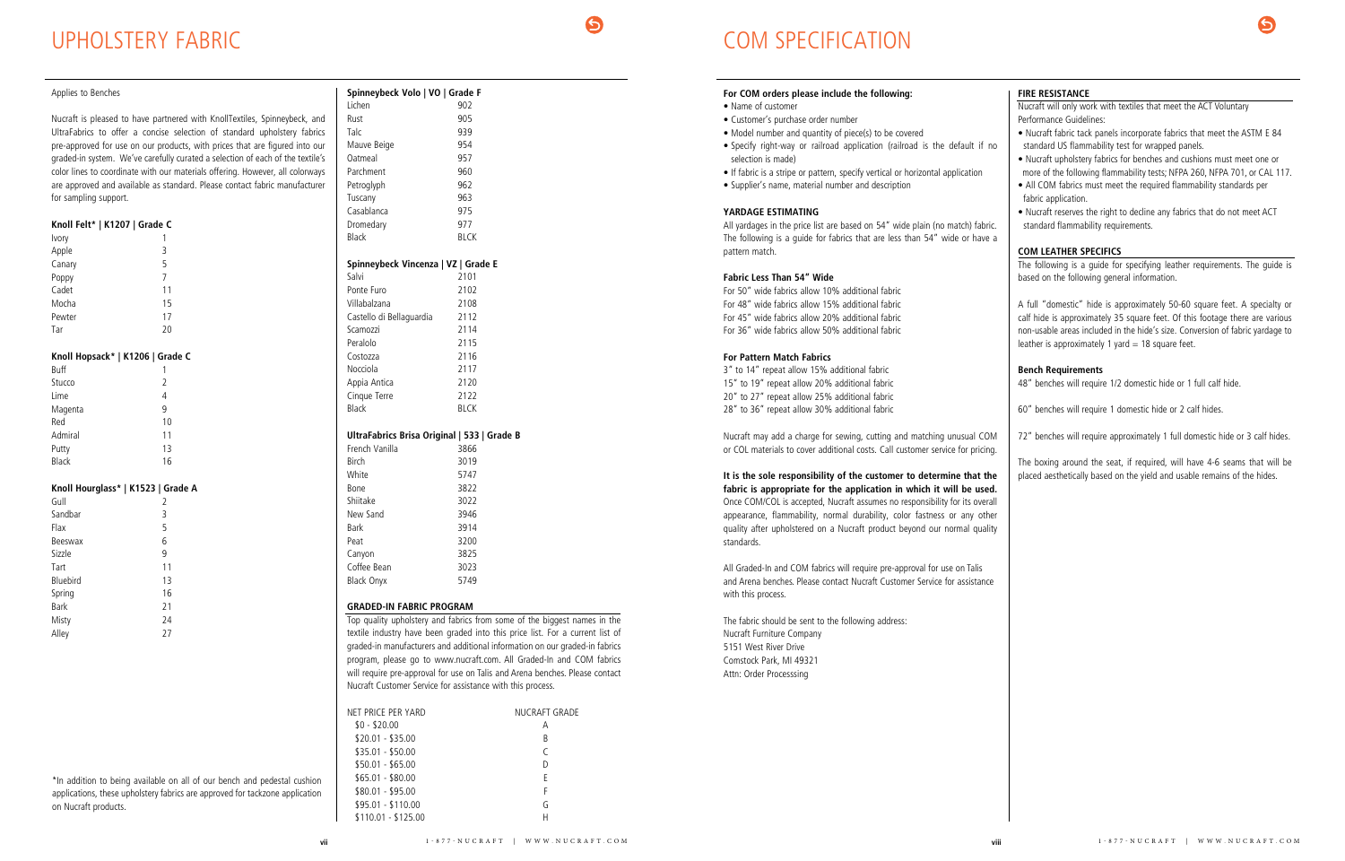# UPHOLSTERY FABRIC

Applies to Benches

Nucraft is pleased to have partnered with KnollTextiles, Spinneybeck, and UltraFabrics to offer a concise selection of standard upholstery fabrics pre-approved for use on our products, with prices that are figured into our graded-in system. We've carefully curated a selection of each of the textile's color lines to coordinate with our materials offering. However, all colorways are approved and available as standard. Please contact fabric manufacturer for sampling support.

### Knoll Felt* | K1207 | Grade C

| | |
|---|---|
| Ivory | 1 |
| Apple | 3 |
| Canary | 5 |
| Poppy | 7 |
| Cadet | 11 |
| Mocha | 15 |
| Pewter | 17 |
| Tar | 20 |

### Knoll Hopsack* | K1206 | Grade C

| | |
|---|---|
| Buff | 1 |
| Stucco | 2 |
| Lime | 4 |
| Magenta | 9 |
| Red | 10 |
| Admiral | 11 |
| Putty | 13 |
| Black | 16 |

### Knoll Hourglass* | K1523 | Grade A

| | |
|---|---|
| Gull | 2 |
| Sandbar | 3 |
| Flax | 5 |
| Beeswax | 6 |
| Sizzle | 9 |
| Tart | 11 |
| Bluebird | 13 |
| Spring | 16 |
| Bark | 21 |
| Misty | 24 |
| Alley | 27 |

*In addition to being available on all of our bench and pedestal cushion applications, these upholstery fabrics are approved for tackzone application on Nucraft products.

### Spinneybeck Volo | VO | Grade F

| | |
|---|---|
| Lichen | 902 |
| Rust | 905 |
| Talc | 939 |
| Mauve Beige | 954 |
| Oatmeal | 957 |
| Parchment | 960 |
| Petroglyph | 962 |
| Tuscany | 963 |
| Casablanca | 975 |
| Dromedary | 977 |
| Black | BLCK |

### Spinneybeck Vincenza | VZ | Grade E

| | |
|---|---|
| Salvi | 2101 |
| Ponte Furo | 2102 |
| Villabalzana | 2108 |
| Castello di Bellaguardia | 2112 |
| Scamozzi | 2114 |
| Peralolo | 2115 |
| Costozza | 2116 |
| Nocciola | 2117 |
| Appia Antica | 2120 |
| Cinque Terre | 2122 |
| Black | BLCK |

### UltraFabrics Brisa Original | 533 | Grade B

| | |
|---|---|
| French Vanilla | 3866 |
| Birch | 3019 |
| White | 5747 |
| Bone | 3822 |
| Shiitake | 3022 |
| New Sand | 3946 |
| Bark | 3914 |
| Peat | 3200 |
| Canyon | 3825 |
| Coffee Bean | 3023 |
| Black Onyx | 5749 |

### GRADED-IN FABRIC PROGRAM

Top quality upholstery and fabrics from some of the biggest names in the textile industry have been graded into this price list. For a current list of graded-in manufacturers and additional information on our graded-in fabrics program, please go to www.nucraft.com. All Graded-In and COM fabrics will require pre-approval for use on Talis and Arena benches. Please contact Nucraft Customer Service for assistance with this process.

| NET PRICE PER YARD | NUCRAFT GRADE |
|---|---|
| $0 - $20.00 | A |
| $20.01 - $35.00 | B |
| $35.01 - $50.00 | C |
| $50.01 - $65.00 | D |
| $65.01 - $80.00 | E |
| $80.01 - $95.00 | F |
| $95.01 - $110.00 | G |
| $110.01 - $125.00 | H |

# COM SPECIFICATION

### For COM orders please include the following:

- Name of customer
- Customer's purchase order number
- Model number and quantity of piece(s) to be covered
- Specify right-way or railroad application (railroad is the default if no selection is made)
- If fabric is a stripe or pattern, specify vertical or horizontal application
- Supplier's name, material number and description

### YARDAGE ESTIMATING

All yardages in the price list are based on 54" wide plain (no match) fabric. The following is a guide for fabrics that are less than 54" wide or have a pattern match.

#### Fabric Less Than 54" Wide

For 50" wide fabrics allow 10% additional fabric
For 48" wide fabrics allow 15% additional fabric
For 45" wide fabrics allow 20% additional fabric
For 36" wide fabrics allow 50% additional fabric

#### For Pattern Match Fabrics

3" to 14" repeat allow 15% additional fabric
15" to 19" repeat allow 20% additional fabric
20" to 27" repeat allow 25% additional fabric
28" to 36" repeat allow 30% additional fabric

Nucraft may add a charge for sewing, cutting and matching unusual COM or COL materials to cover additional costs. Call customer service for pricing.

**It is the sole responsibility of the customer to determine that the fabric is appropriate for the application in which it will be used.** Once COM/COL is accepted, Nucraft assumes no responsibility for its overall appearance, flammability, normal durability, color fastness or any other quality after upholstered on a Nucraft product beyond our normal quality standards.

All Graded-In and COM fabrics will require pre-approval for use on Talis and Arena benches. Please contact Nucraft Customer Service for assistance with this process.

The fabric should be sent to the following address:
Nucraft Furniture Company
5151 West River Drive
Comstock Park, MI 49321
Attn: Order Processsing

### FIRE RESISTANCE

Nucraft will only work with textiles that meet the ACT Voluntary Performance Guidelines:

- Nucraft fabric tack panels incorporate fabrics that meet the ASTM E 84 standard US flammability test for wrapped panels.
- Nucraft upholstery fabrics for benches and cushions must meet one or more of the following flammability tests; NFPA 260, NFPA 701, or CAL 117.
- All COM fabrics must meet the required flammability standards per fabric application.
- Nucraft reserves the right to decline any fabrics that do not meet ACT standard flammability requirements.

### COM LEATHER SPECIFICS

The following is a guide for specifying leather requirements. The guide is based on the following general information.

A full "domestic" hide is approximately 50-60 square feet. A specialty or calf hide is approximately 35 square feet. Of this footage there are various non-usable areas included in the hide's size. Conversion of fabric yardage to leather is approximately 1 yard = 18 square feet.

#### Bench Requirements

48" benches will require 1/2 domestic hide or 1 full calf hide.

60" benches will require 1 domestic hide or 2 calf hides.

72" benches will require approximately 1 full domestic hide or 3 calf hides.

The boxing around the seat, if required, will have 4-6 seams that will be placed aesthetically based on the yield and usable remains of the hides.